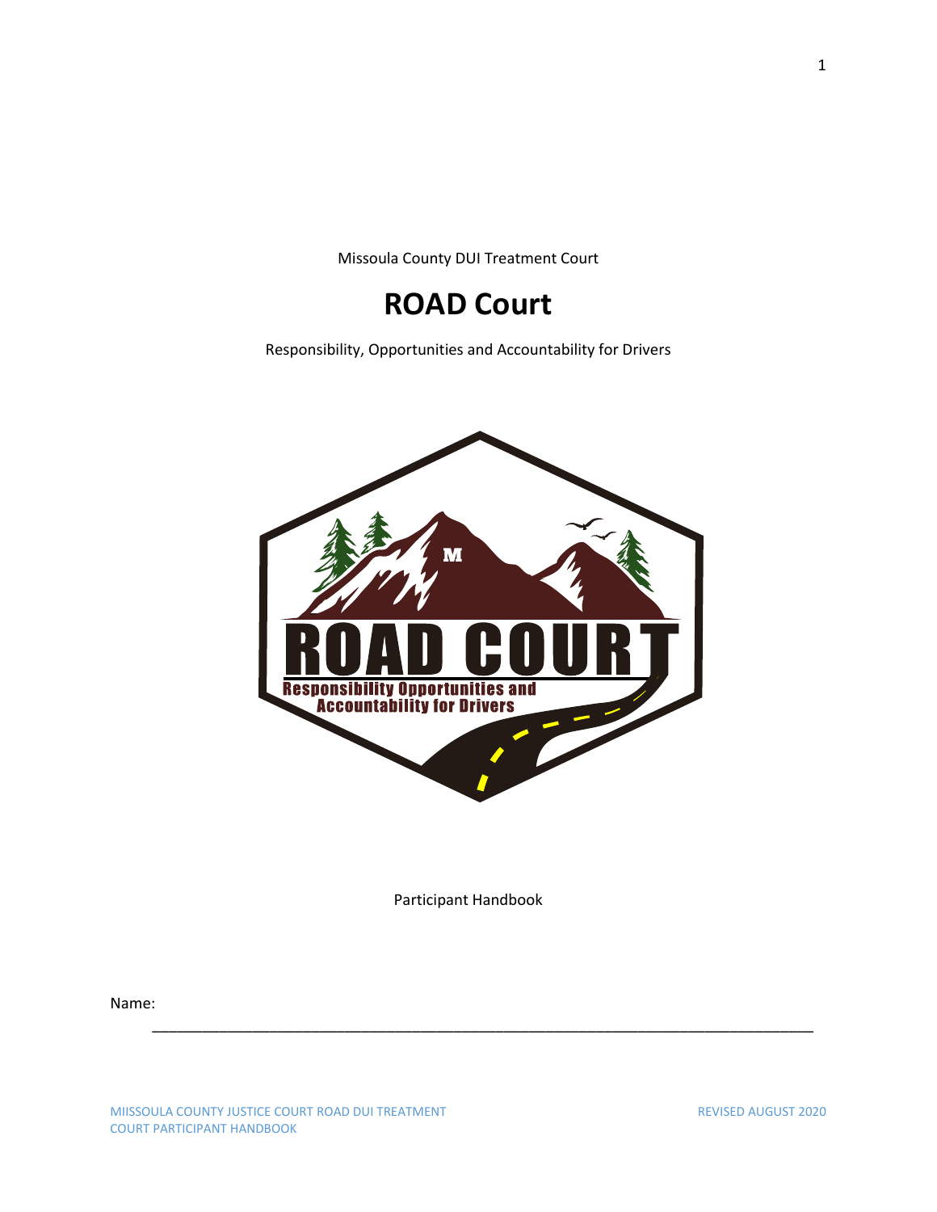Missoula County DUI Treatment Court

# ROAD Court

Responsibility, Opportunities and Accountability for Drivers

Participant Handbook

Name: ___________________________________________________________________________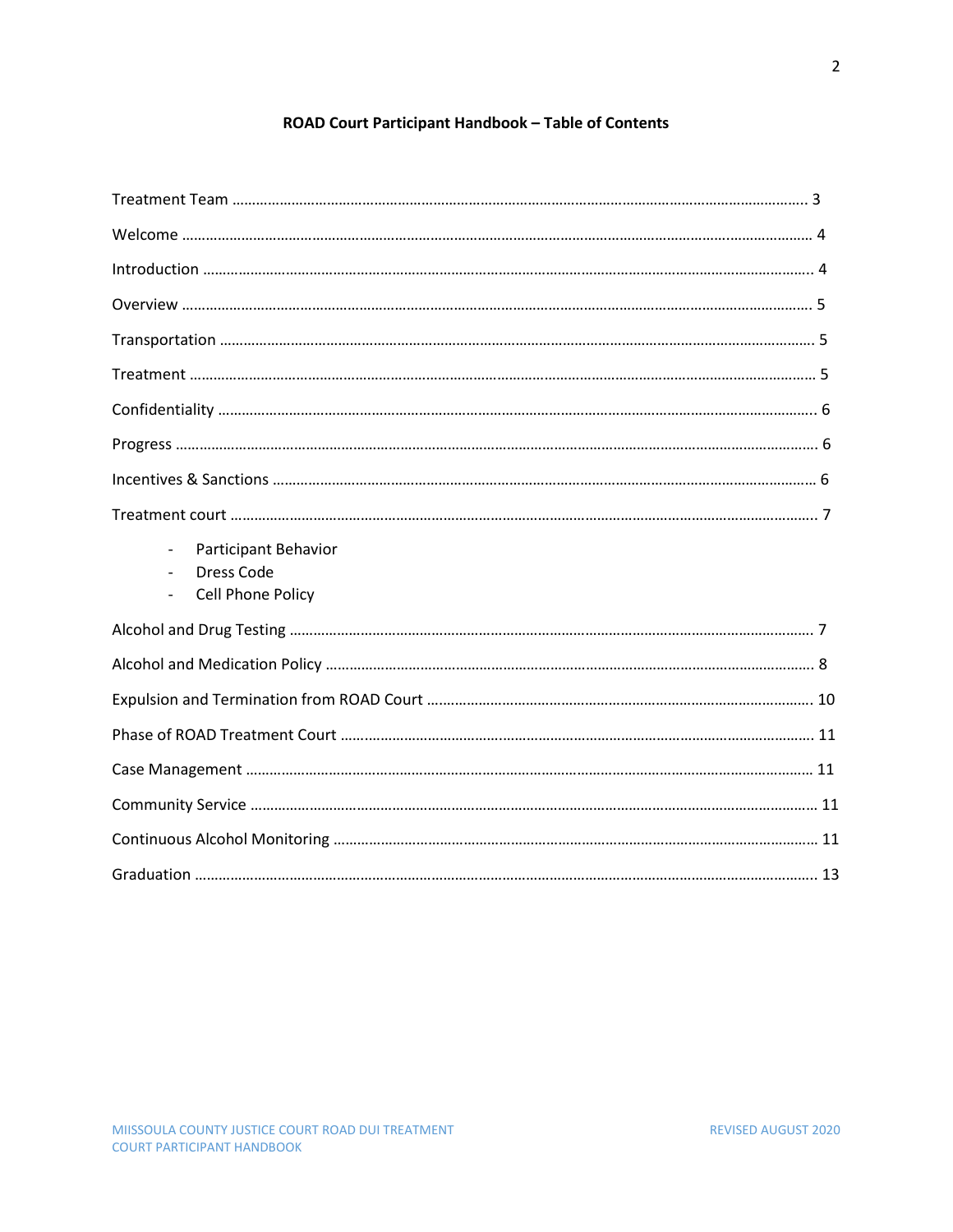# ROAD Court Participant Handbook – Table of Contents

Treatment Team ........................................................................................................ 3

Welcome ................................................................................................................... 4

Introduction .............................................................................................................. 4

Overview ................................................................................................................... 5

Transportation .......................................................................................................... 5

Treatment ................................................................................................................. 5

Confidentiality .......................................................................................................... 6

Progress .................................................................................................................... 6

Incentives & Sanctions .............................................................................................. 6

Treatment court ........................................................................................................ 7

- Participant Behavior
- Dress Code
- Cell Phone Policy

Alcohol and Drug Testing .......................................................................................... 7

Alcohol and Medication Policy .................................................................................. 8

Expulsion and Termination from ROAD Court ......................................................... 10

Phase of ROAD Treatment Court .............................................................................. 11

Case Management ................................................................................................... 11

Community Service .................................................................................................. 11

Continuous Alcohol Monitoring ............................................................................... 11

Graduation .............................................................................................................. 13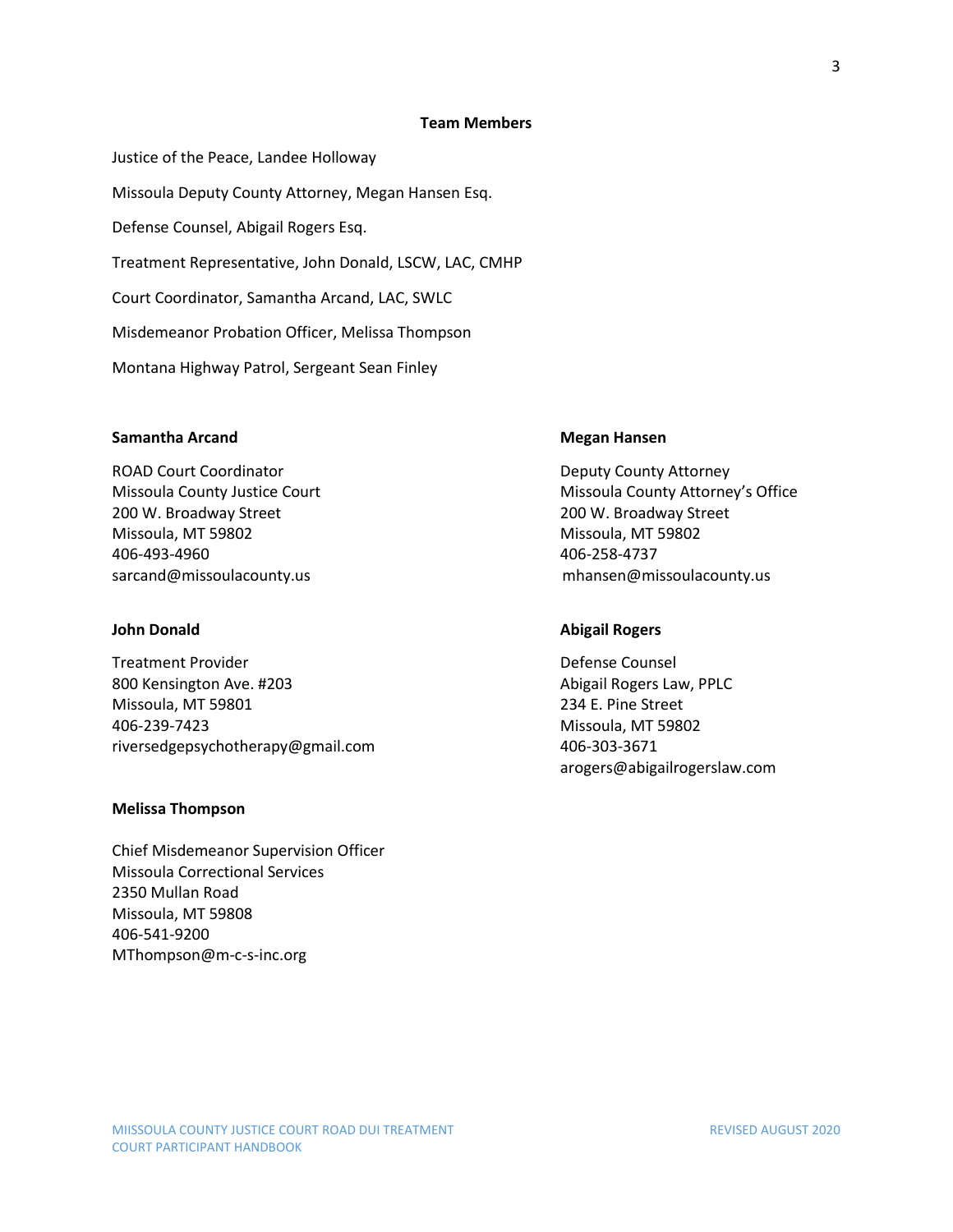## Team Members

Justice of the Peace, Landee Holloway

Missoula Deputy County Attorney, Megan Hansen Esq.

Defense Counsel, Abigail Rogers Esq.

Treatment Representative, John Donald, LSCW, LAC, CMHP

Court Coordinator, Samantha Arcand, LAC, SWLC

Misdemeanor Probation Officer, Melissa Thompson

Montana Highway Patrol, Sergeant Sean Finley

**Samantha Arcand**

ROAD Court Coordinator
Missoula County Justice Court
200 W. Broadway Street
Missoula, MT 59802
406-493-4960
sarcand@missoulacounty.us

**Megan Hansen**

Deputy County Attorney
Missoula County Attorney's Office
200 W. Broadway Street
Missoula, MT 59802
406-258-4737
mhansen@missoulacounty.us

**John Donald**

Treatment Provider
800 Kensington Ave. #203
Missoula, MT 59801
406-239-7423
riversedgepsychotherapy@gmail.com

**Abigail Rogers**

Defense Counsel
Abigail Rogers Law, PPLC
234 E. Pine Street
Missoula, MT 59802
406-303-3671
arogers@abigailrogerslaw.com

**Melissa Thompson**

Chief Misdemeanor Supervision Officer
Missoula Correctional Services
2350 Mullan Road
Missoula, MT 59808
406-541-9200
MThompson@m-c-s-inc.org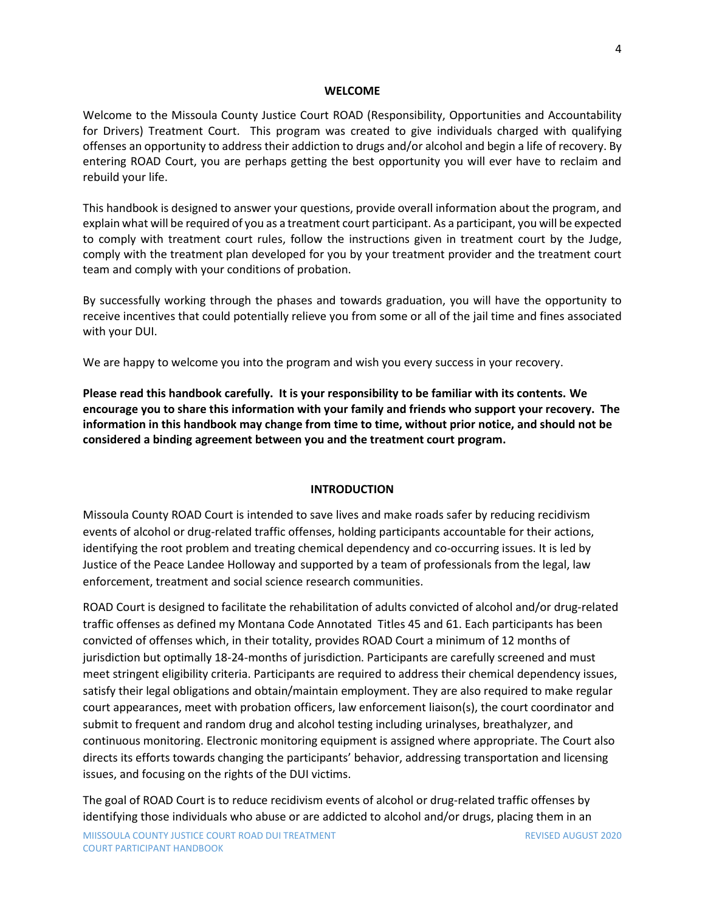## WELCOME

Welcome to the Missoula County Justice Court ROAD (Responsibility, Opportunities and Accountability for Drivers) Treatment Court. This program was created to give individuals charged with qualifying offenses an opportunity to address their addiction to drugs and/or alcohol and begin a life of recovery. By entering ROAD Court, you are perhaps getting the best opportunity you will ever have to reclaim and rebuild your life.

This handbook is designed to answer your questions, provide overall information about the program, and explain what will be required of you as a treatment court participant. As a participant, you will be expected to comply with treatment court rules, follow the instructions given in treatment court by the Judge, comply with the treatment plan developed for you by your treatment provider and the treatment court team and comply with your conditions of probation.

By successfully working through the phases and towards graduation, you will have the opportunity to receive incentives that could potentially relieve you from some or all of the jail time and fines associated with your DUI.

We are happy to welcome you into the program and wish you every success in your recovery.

**Please read this handbook carefully. It is your responsibility to be familiar with its contents. We encourage you to share this information with your family and friends who support your recovery. The information in this handbook may change from time to time, without prior notice, and should not be considered a binding agreement between you and the treatment court program.**

## INTRODUCTION

Missoula County ROAD Court is intended to save lives and make roads safer by reducing recidivism events of alcohol or drug-related traffic offenses, holding participants accountable for their actions, identifying the root problem and treating chemical dependency and co-occurring issues. It is led by Justice of the Peace Landee Holloway and supported by a team of professionals from the legal, law enforcement, treatment and social science research communities.

ROAD Court is designed to facilitate the rehabilitation of adults convicted of alcohol and/or drug-related traffic offenses as defined my Montana Code Annotated Titles 45 and 61. Each participants has been convicted of offenses which, in their totality, provides ROAD Court a minimum of 12 months of jurisdiction but optimally 18-24-months of jurisdiction. Participants are carefully screened and must meet stringent eligibility criteria. Participants are required to address their chemical dependency issues, satisfy their legal obligations and obtain/maintain employment. They are also required to make regular court appearances, meet with probation officers, law enforcement liaison(s), the court coordinator and submit to frequent and random drug and alcohol testing including urinalyses, breathalyzer, and continuous monitoring. Electronic monitoring equipment is assigned where appropriate. The Court also directs its efforts towards changing the participants' behavior, addressing transportation and licensing issues, and focusing on the rights of the DUI victims.

The goal of ROAD Court is to reduce recidivism events of alcohol or drug-related traffic offenses by identifying those individuals who abuse or are addicted to alcohol and/or drugs, placing them in an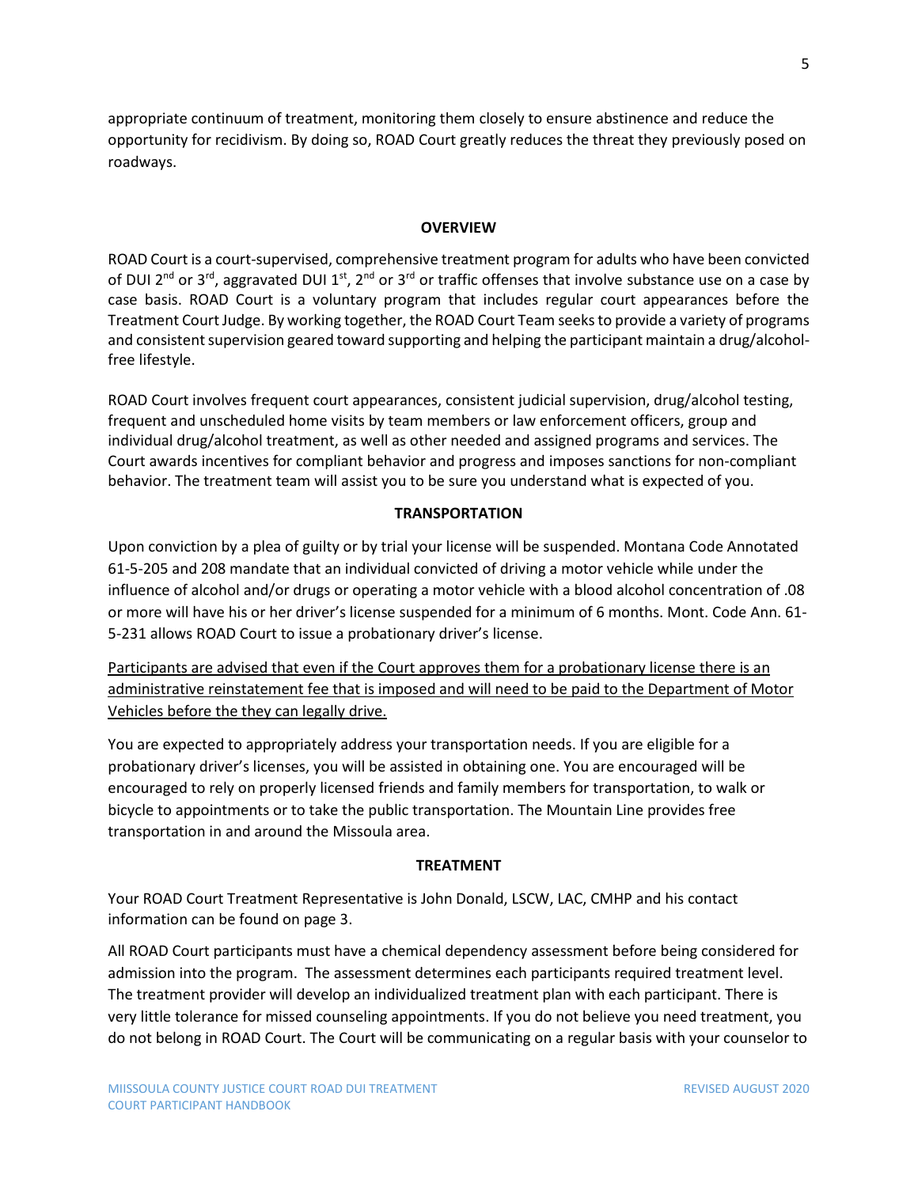appropriate continuum of treatment, monitoring them closely to ensure abstinence and reduce the opportunity for recidivism. By doing so, ROAD Court greatly reduces the threat they previously posed on roadways.

## OVERVIEW

ROAD Court is a court-supervised, comprehensive treatment program for adults who have been convicted of DUI 2nd or 3rd, aggravated DUI 1st, 2nd or 3rd or traffic offenses that involve substance use on a case by case basis. ROAD Court is a voluntary program that includes regular court appearances before the Treatment Court Judge. By working together, the ROAD Court Team seeks to provide a variety of programs and consistent supervision geared toward supporting and helping the participant maintain a drug/alcohol-free lifestyle.

ROAD Court involves frequent court appearances, consistent judicial supervision, drug/alcohol testing, frequent and unscheduled home visits by team members or law enforcement officers, group and individual drug/alcohol treatment, as well as other needed and assigned programs and services. The Court awards incentives for compliant behavior and progress and imposes sanctions for non-compliant behavior. The treatment team will assist you to be sure you understand what is expected of you.

## TRANSPORTATION

Upon conviction by a plea of guilty or by trial your license will be suspended. Montana Code Annotated 61-5-205 and 208 mandate that an individual convicted of driving a motor vehicle while under the influence of alcohol and/or drugs or operating a motor vehicle with a blood alcohol concentration of .08 or more will have his or her driver's license suspended for a minimum of 6 months. Mont. Code Ann. 61-5-231 allows ROAD Court to issue a probationary driver's license.

Participants are advised that even if the Court approves them for a probationary license there is an administrative reinstatement fee that is imposed and will need to be paid to the Department of Motor Vehicles before the they can legally drive.

You are expected to appropriately address your transportation needs. If you are eligible for a probationary driver's licenses, you will be assisted in obtaining one. You are encouraged will be encouraged to rely on properly licensed friends and family members for transportation, to walk or bicycle to appointments or to take the public transportation. The Mountain Line provides free transportation in and around the Missoula area.

## TREATMENT

Your ROAD Court Treatment Representative is John Donald, LSCW, LAC, CMHP and his contact information can be found on page 3.

All ROAD Court participants must have a chemical dependency assessment before being considered for admission into the program. The assessment determines each participants required treatment level. The treatment provider will develop an individualized treatment plan with each participant. There is very little tolerance for missed counseling appointments. If you do not believe you need treatment, you do not belong in ROAD Court. The Court will be communicating on a regular basis with your counselor to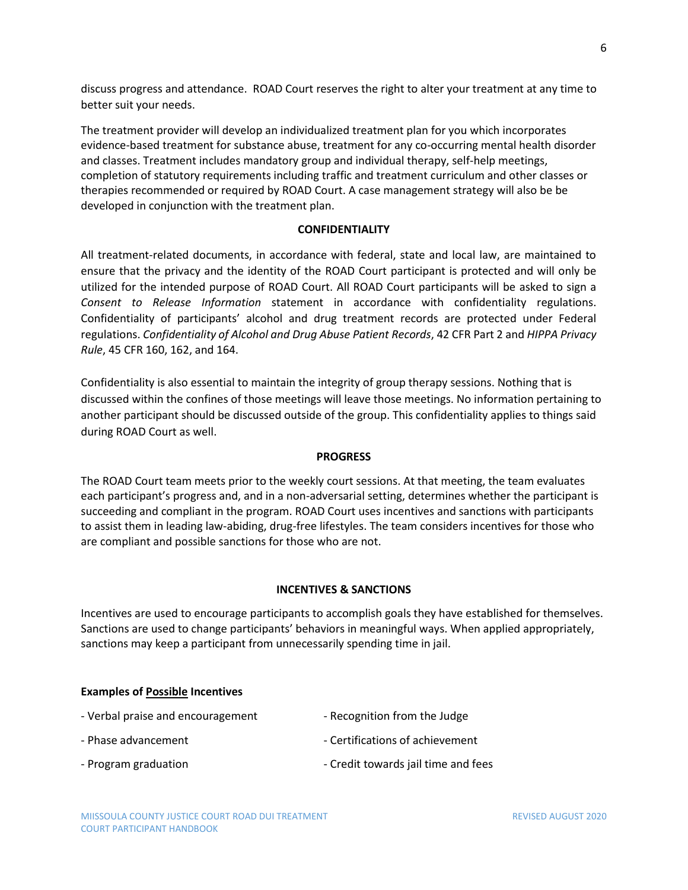discuss progress and attendance. ROAD Court reserves the right to alter your treatment at any time to better suit your needs.

The treatment provider will develop an individualized treatment plan for you which incorporates evidence-based treatment for substance abuse, treatment for any co-occurring mental health disorder and classes. Treatment includes mandatory group and individual therapy, self-help meetings, completion of statutory requirements including traffic and treatment curriculum and other classes or therapies recommended or required by ROAD Court. A case management strategy will also be be developed in conjunction with the treatment plan.

## CONFIDENTIALITY

All treatment-related documents, in accordance with federal, state and local law, are maintained to ensure that the privacy and the identity of the ROAD Court participant is protected and will only be utilized for the intended purpose of ROAD Court. All ROAD Court participants will be asked to sign a *Consent to Release Information* statement in accordance with confidentiality regulations. Confidentiality of participants' alcohol and drug treatment records are protected under Federal regulations. *Confidentiality of Alcohol and Drug Abuse Patient Records*, 42 CFR Part 2 and *HIPPA Privacy Rule*, 45 CFR 160, 162, and 164.

Confidentiality is also essential to maintain the integrity of group therapy sessions. Nothing that is discussed within the confines of those meetings will leave those meetings. No information pertaining to another participant should be discussed outside of the group. This confidentiality applies to things said during ROAD Court as well.

## PROGRESS

The ROAD Court team meets prior to the weekly court sessions. At that meeting, the team evaluates each participant's progress and, and in a non-adversarial setting, determines whether the participant is succeeding and compliant in the program. ROAD Court uses incentives and sanctions with participants to assist them in leading law-abiding, drug-free lifestyles. The team considers incentives for those who are compliant and possible sanctions for those who are not.

## INCENTIVES & SANCTIONS

Incentives are used to encourage participants to accomplish goals they have established for themselves. Sanctions are used to change participants' behaviors in meaningful ways. When applied appropriately, sanctions may keep a participant from unnecessarily spending time in jail.

**Examples of <u>Possible</u> Incentives**

- Verbal praise and encouragement
- Phase advancement
- Program graduation
- Recognition from the Judge
- Certifications of achievement
- Credit towards jail time and fees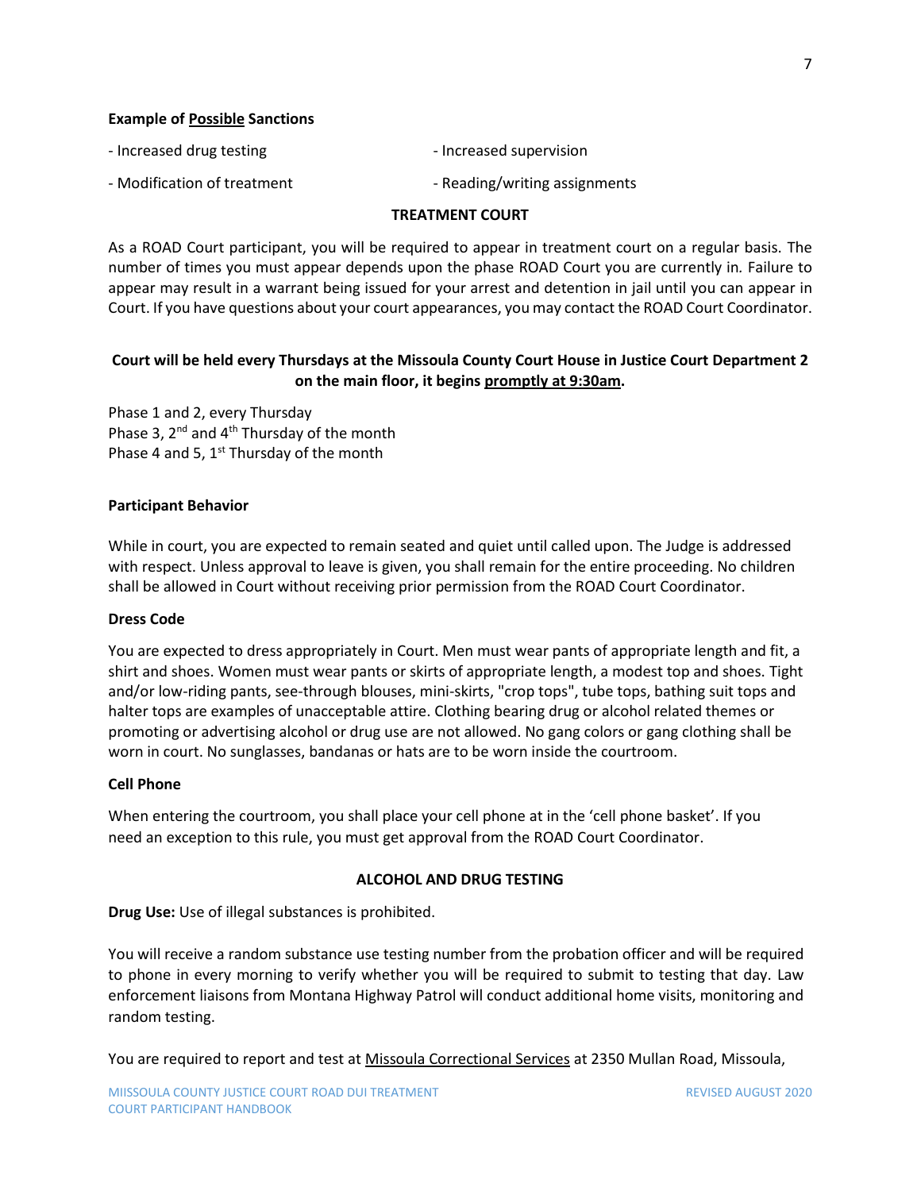**Example of <u>Possible</u> Sanctions**

- Increased drug testing
- Increased supervision
- Modification of treatment
- Reading/writing assignments

## TREATMENT COURT

As a ROAD Court participant, you will be required to appear in treatment court on a regular basis. The number of times you must appear depends upon the phase ROAD Court you are currently in. Failure to appear may result in a warrant being issued for your arrest and detention in jail until you can appear in Court. If you have questions about your court appearances, you may contact the ROAD Court Coordinator.

**Court will be held every Thursdays at the Missoula County Court House in Justice Court Department 2 on the main floor, it begins <u>promptly at 9:30am</u>.**

Phase 1 and 2, every Thursday
Phase 3, 2nd and 4th Thursday of the month
Phase 4 and 5, 1st Thursday of the month

### Participant Behavior

While in court, you are expected to remain seated and quiet until called upon. The Judge is addressed with respect. Unless approval to leave is given, you shall remain for the entire proceeding. No children shall be allowed in Court without receiving prior permission from the ROAD Court Coordinator.

### Dress Code

You are expected to dress appropriately in Court. Men must wear pants of appropriate length and fit, a shirt and shoes. Women must wear pants or skirts of appropriate length, a modest top and shoes. Tight and/or low-riding pants, see-through blouses, mini-skirts, "crop tops", tube tops, bathing suit tops and halter tops are examples of unacceptable attire. Clothing bearing drug or alcohol related themes or promoting or advertising alcohol or drug use are not allowed. No gang colors or gang clothing shall be worn in court. No sunglasses, bandanas or hats are to be worn inside the courtroom.

### Cell Phone

When entering the courtroom, you shall place your cell phone at in the 'cell phone basket'. If you need an exception to this rule, you must get approval from the ROAD Court Coordinator.

## ALCOHOL AND DRUG TESTING

**Drug Use:** Use of illegal substances is prohibited.

You will receive a random substance use testing number from the probation officer and will be required to phone in every morning to verify whether you will be required to submit to testing that day. Law enforcement liaisons from Montana Highway Patrol will conduct additional home visits, monitoring and random testing.

You are required to report and test at <u>Missoula Correctional Services</u> at 2350 Mullan Road, Missoula,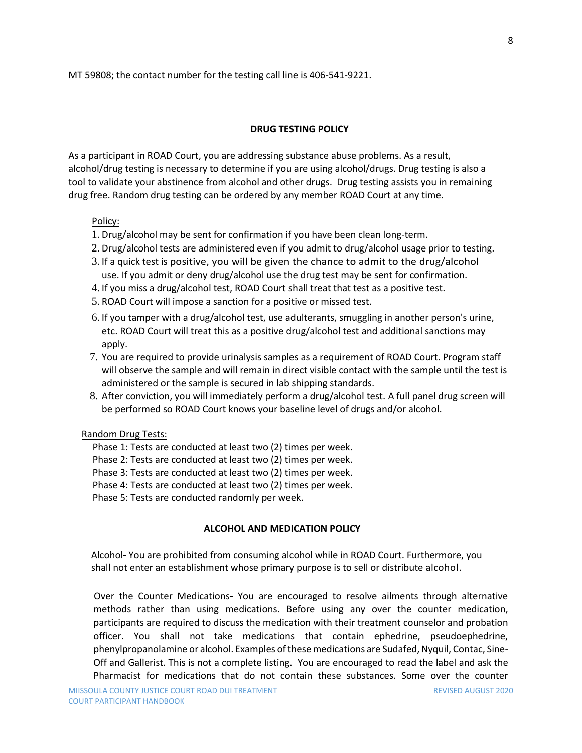MT 59808; the contact number for the testing call line is 406-541-9221.

## DRUG TESTING POLICY

As a participant in ROAD Court, you are addressing substance abuse problems. As a result, alcohol/drug testing is necessary to determine if you are using alcohol/drugs. Drug testing is also a tool to validate your abstinence from alcohol and other drugs. Drug testing assists you in remaining drug free. Random drug testing can be ordered by any member ROAD Court at any time.

<u>Policy:</u>

1. Drug/alcohol may be sent for confirmation if you have been clean long-term.
2. Drug/alcohol tests are administered even if you admit to drug/alcohol usage prior to testing.
3. If a quick test is positive, you will be given the chance to admit to the drug/alcohol use. If you admit or deny drug/alcohol use the drug test may be sent for confirmation.
4. If you miss a drug/alcohol test, ROAD Court shall treat that test as a positive test.
5. ROAD Court will impose a sanction for a positive or missed test.
6. If you tamper with a drug/alcohol test, use adulterants, smuggling in another person's urine, etc. ROAD Court will treat this as a positive drug/alcohol test and additional sanctions may apply.
7. You are required to provide urinalysis samples as a requirement of ROAD Court. Program staff will observe the sample and will remain in direct visible contact with the sample until the test is administered or the sample is secured in lab shipping standards.
8. After conviction, you will immediately perform a drug/alcohol test. A full panel drug screen will be performed so ROAD Court knows your baseline level of drugs and/or alcohol.

<u>Random Drug Tests:</u>

Phase 1: Tests are conducted at least two (2) times per week.
Phase 2: Tests are conducted at least two (2) times per week.
Phase 3: Tests are conducted at least two (2) times per week.
Phase 4: Tests are conducted at least two (2) times per week.
Phase 5: Tests are conducted randomly per week.

## ALCOHOL AND MEDICATION POLICY

<u>Alcohol</u>**-** You are prohibited from consuming alcohol while in ROAD Court. Furthermore, you shall not enter an establishment whose primary purpose is to sell or distribute alcohol.

<u>Over the Counter Medications</u>**-** You are encouraged to resolve ailments through alternative methods rather than using medications. Before using any over the counter medication, participants are required to discuss the medication with their treatment counselor and probation officer. You shall <u>not</u> take medications that contain ephedrine, pseudoephedrine, phenylpropanolamine or alcohol. Examples of these medications are Sudafed, Nyquil, Contac, Sine-Off and Gallerist. This is not a complete listing. You are encouraged to read the label and ask the Pharmacist for medications that do not contain these substances. Some over the counter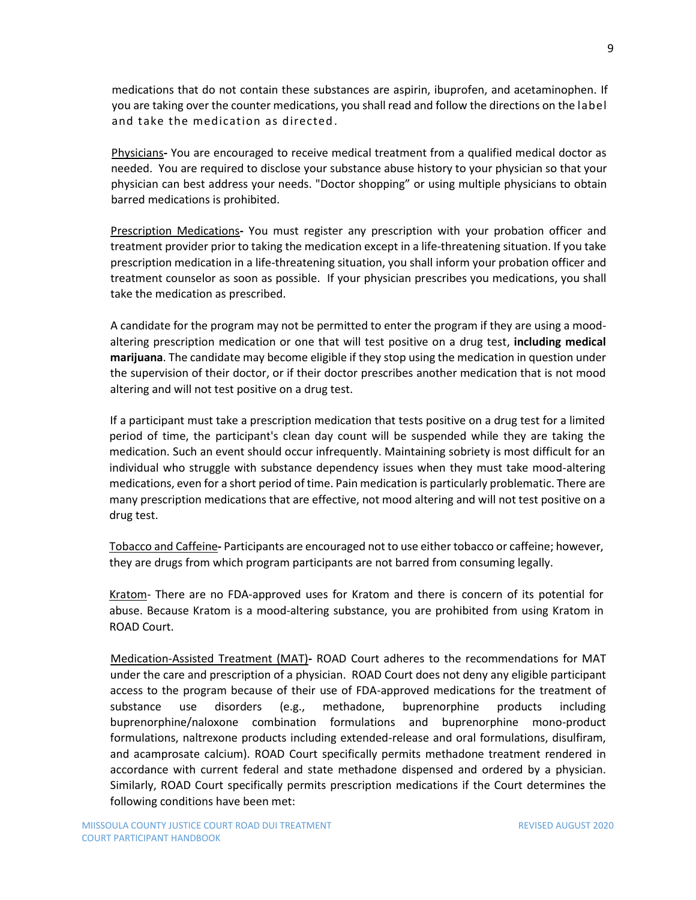medications that do not contain these substances are aspirin, ibuprofen, and acetaminophen. If you are taking over the counter medications, you shall read and follow the directions on the label and take the medication as directed.

<u>Physicians</u>**-** You are encouraged to receive medical treatment from a qualified medical doctor as needed. You are required to disclose your substance abuse history to your physician so that your physician can best address your needs. "Doctor shopping" or using multiple physicians to obtain barred medications is prohibited.

<u>Prescription Medications</u>**-** You must register any prescription with your probation officer and treatment provider prior to taking the medication except in a life-threatening situation. If you take prescription medication in a life-threatening situation, you shall inform your probation officer and treatment counselor as soon as possible. If your physician prescribes you medications, you shall take the medication as prescribed.

A candidate for the program may not be permitted to enter the program if they are using a mood-altering prescription medication or one that will test positive on a drug test, **including medical marijuana**. The candidate may become eligible if they stop using the medication in question under the supervision of their doctor, or if their doctor prescribes another medication that is not mood altering and will not test positive on a drug test.

If a participant must take a prescription medication that tests positive on a drug test for a limited period of time, the participant's clean day count will be suspended while they are taking the medication. Such an event should occur infrequently. Maintaining sobriety is most difficult for an individual who struggle with substance dependency issues when they must take mood-altering medications, even for a short period of time. Pain medication is particularly problematic. There are many prescription medications that are effective, not mood altering and will not test positive on a drug test.

<u>Tobacco and Caffeine</u>**-** Participants are encouraged not to use either tobacco or caffeine; however, they are drugs from which program participants are not barred from consuming legally.

<u>Kratom</u>- There are no FDA-approved uses for Kratom and there is concern of its potential for abuse. Because Kratom is a mood-altering substance, you are prohibited from using Kratom in ROAD Court.

<u>Medication-Assisted Treatment (MAT)</u>**-** ROAD Court adheres to the recommendations for MAT under the care and prescription of a physician. ROAD Court does not deny any eligible participant access to the program because of their use of FDA-approved medications for the treatment of substance use disorders (e.g., methadone, buprenorphine products including buprenorphine/naloxone combination formulations and buprenorphine mono-product formulations, naltrexone products including extended-release and oral formulations, disulfiram, and acamprosate calcium). ROAD Court specifically permits methadone treatment rendered in accordance with current federal and state methadone dispensed and ordered by a physician. Similarly, ROAD Court specifically permits prescription medications if the Court determines the following conditions have been met: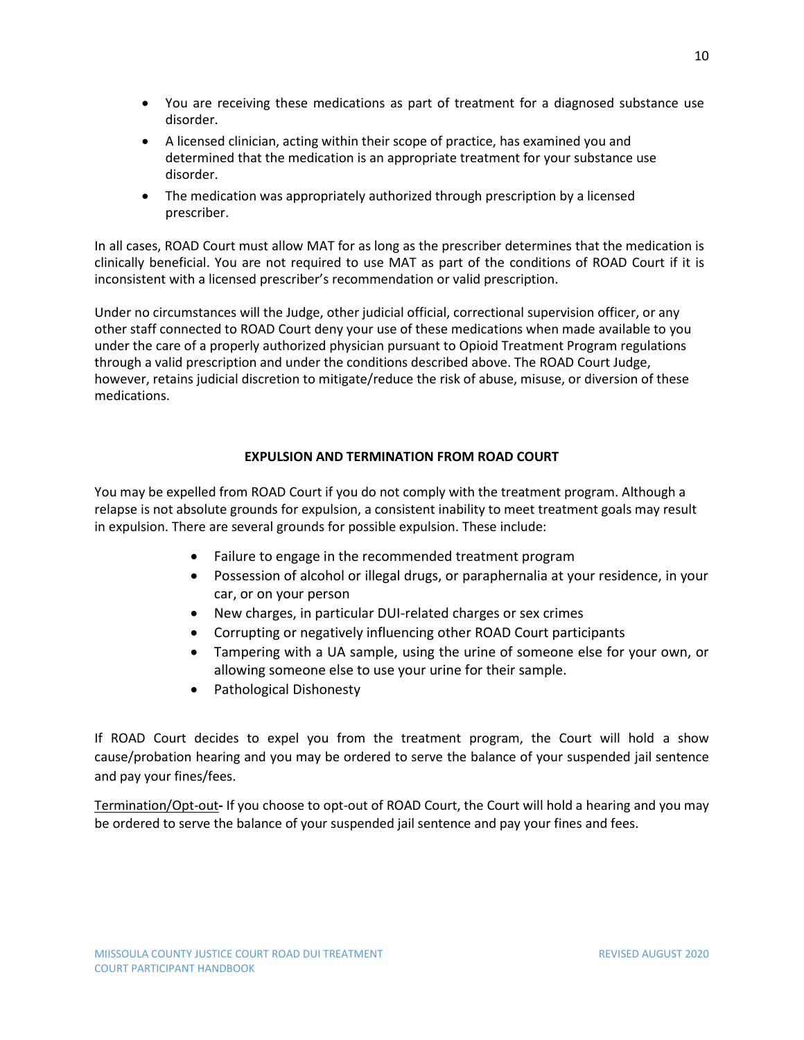- You are receiving these medications as part of treatment for a diagnosed substance use disorder.
- A licensed clinician, acting within their scope of practice, has examined you and determined that the medication is an appropriate treatment for your substance use disorder.
- The medication was appropriately authorized through prescription by a licensed prescriber.

In all cases, ROAD Court must allow MAT for as long as the prescriber determines that the medication is clinically beneficial. You are not required to use MAT as part of the conditions of ROAD Court if it is inconsistent with a licensed prescriber's recommendation or valid prescription.

Under no circumstances will the Judge, other judicial official, correctional supervision officer, or any other staff connected to ROAD Court deny your use of these medications when made available to you under the care of a properly authorized physician pursuant to Opioid Treatment Program regulations through a valid prescription and under the conditions described above. The ROAD Court Judge, however, retains judicial discretion to mitigate/reduce the risk of abuse, misuse, or diversion of these medications.

## EXPULSION AND TERMINATION FROM ROAD COURT

You may be expelled from ROAD Court if you do not comply with the treatment program. Although a relapse is not absolute grounds for expulsion, a consistent inability to meet treatment goals may result in expulsion. There are several grounds for possible expulsion. These include:

- Failure to engage in the recommended treatment program
- Possession of alcohol or illegal drugs, or paraphernalia at your residence, in your car, or on your person
- New charges, in particular DUI-related charges or sex crimes
- Corrupting or negatively influencing other ROAD Court participants
- Tampering with a UA sample, using the urine of someone else for your own, or allowing someone else to use your urine for their sample.
- Pathological Dishonesty

If ROAD Court decides to expel you from the treatment program, the Court will hold a show cause/probation hearing and you may be ordered to serve the balance of your suspended jail sentence and pay your fines/fees.

<u>Termination/Opt-out</u>**-** If you choose to opt-out of ROAD Court, the Court will hold a hearing and you may be ordered to serve the balance of your suspended jail sentence and pay your fines and fees.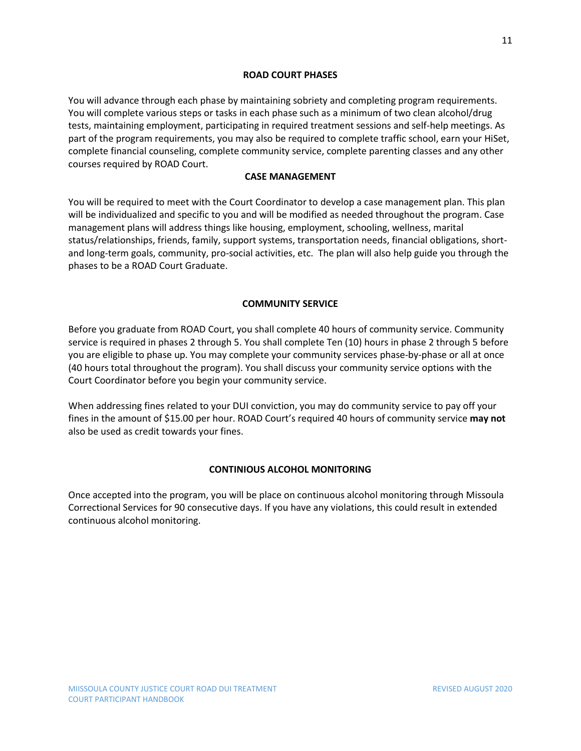## ROAD COURT PHASES

You will advance through each phase by maintaining sobriety and completing program requirements. You will complete various steps or tasks in each phase such as a minimum of two clean alcohol/drug tests, maintaining employment, participating in required treatment sessions and self-help meetings. As part of the program requirements, you may also be required to complete traffic school, earn your HiSet, complete financial counseling, complete community service, complete parenting classes and any other courses required by ROAD Court.

## CASE MANAGEMENT

You will be required to meet with the Court Coordinator to develop a case management plan. This plan will be individualized and specific to you and will be modified as needed throughout the program. Case management plans will address things like housing, employment, schooling, wellness, marital status/relationships, friends, family, support systems, transportation needs, financial obligations, short- and long-term goals, community, pro-social activities, etc. The plan will also help guide you through the phases to be a ROAD Court Graduate.

## COMMUNITY SERVICE

Before you graduate from ROAD Court, you shall complete 40 hours of community service. Community service is required in phases 2 through 5. You shall complete Ten (10) hours in phase 2 through 5 before you are eligible to phase up. You may complete your community services phase-by-phase or all at once (40 hours total throughout the program). You shall discuss your community service options with the Court Coordinator before you begin your community service.

When addressing fines related to your DUI conviction, you may do community service to pay off your fines in the amount of $15.00 per hour. ROAD Court's required 40 hours of community service **may not** also be used as credit towards your fines.

## CONTINIOUS ALCOHOL MONITORING

Once accepted into the program, you will be place on continuous alcohol monitoring through Missoula Correctional Services for 90 consecutive days. If you have any violations, this could result in extended continuous alcohol monitoring.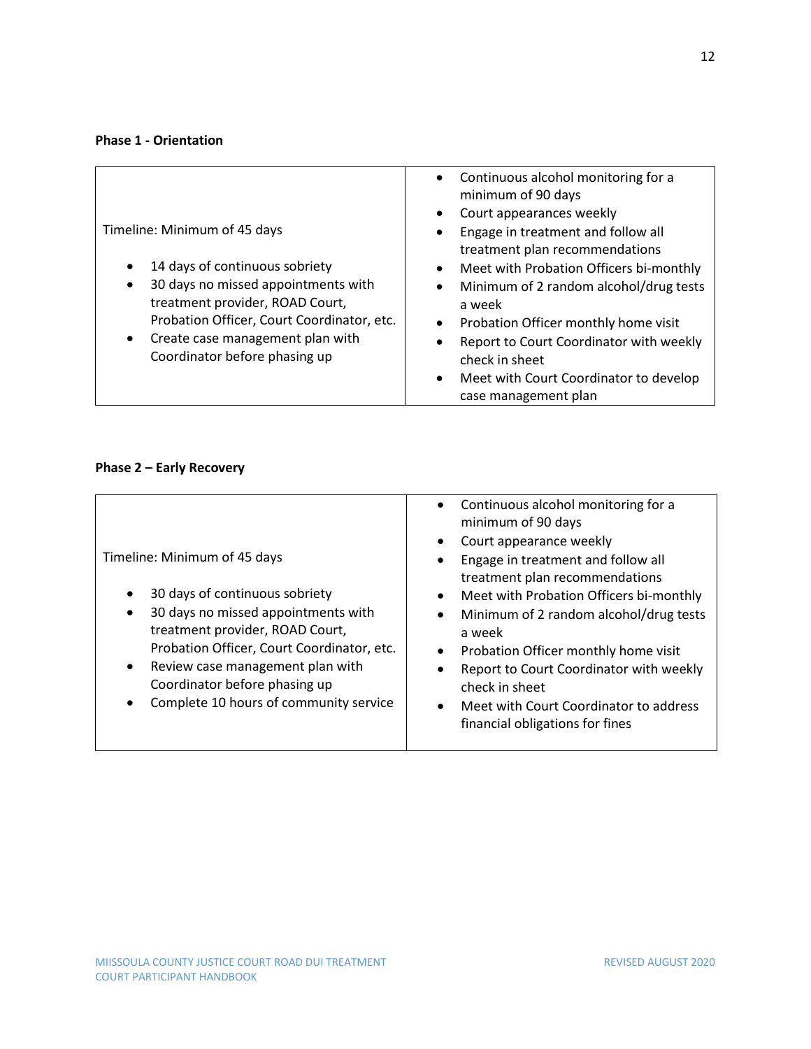**Phase 1 - Orientation**

| Timeline: Minimum of 45 days<br><br>• 14 days of continuous sobriety<br>• 30 days no missed appointments with treatment provider, ROAD Court, Probation Officer, Court Coordinator, etc.<br>• Create case management plan with Coordinator before phasing up | • Continuous alcohol monitoring for a minimum of 90 days<br>• Court appearances weekly<br>• Engage in treatment and follow all treatment plan recommendations<br>• Meet with Probation Officers bi-monthly<br>• Minimum of 2 random alcohol/drug tests a week<br>• Probation Officer monthly home visit<br>• Report to Court Coordinator with weekly check in sheet<br>• Meet with Court Coordinator to develop case management plan |
|---|---|

**Phase 2 – Early Recovery**

| Timeline: Minimum of 45 days<br><br>• 30 days of continuous sobriety<br>• 30 days no missed appointments with treatment provider, ROAD Court, Probation Officer, Court Coordinator, etc.<br>• Review case management plan with Coordinator before phasing up<br>• Complete 10 hours of community service | • Continuous alcohol monitoring for a minimum of 90 days<br>• Court appearance weekly<br>• Engage in treatment and follow all treatment plan recommendations<br>• Meet with Probation Officers bi-monthly<br>• Minimum of 2 random alcohol/drug tests a week<br>• Probation Officer monthly home visit<br>• Report to Court Coordinator with weekly check in sheet<br>• Meet with Court Coordinator to address financial obligations for fines |
|---|---|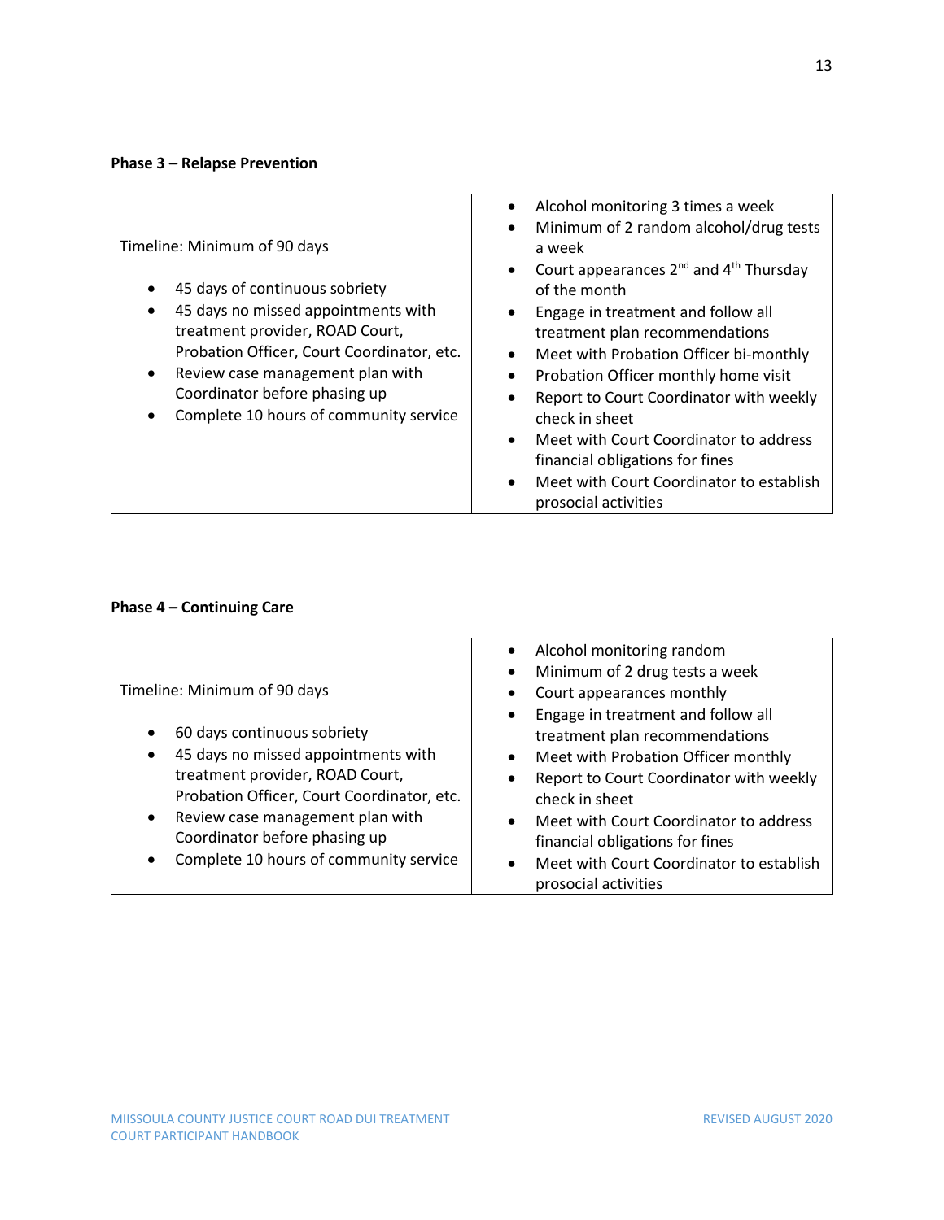**Phase 3 – Relapse Prevention**

| Timeline: Minimum of 90 days<br><br>• 45 days of continuous sobriety<br>• 45 days no missed appointments with treatment provider, ROAD Court, Probation Officer, Court Coordinator, etc.<br>• Review case management plan with Coordinator before phasing up<br>• Complete 10 hours of community service | • Alcohol monitoring 3 times a week<br>• Minimum of 2 random alcohol/drug tests a week<br>• Court appearances 2nd and 4th Thursday of the month<br>• Engage in treatment and follow all treatment plan recommendations<br>• Meet with Probation Officer bi-monthly<br>• Probation Officer monthly home visit<br>• Report to Court Coordinator with weekly check in sheet<br>• Meet with Court Coordinator to address financial obligations for fines<br>• Meet with Court Coordinator to establish prosocial activities |
|---|---|

**Phase 4 – Continuing Care**

| Timeline: Minimum of 90 days<br><br>• 60 days continuous sobriety<br>• 45 days no missed appointments with treatment provider, ROAD Court, Probation Officer, Court Coordinator, etc.<br>• Review case management plan with Coordinator before phasing up<br>• Complete 10 hours of community service | • Alcohol monitoring random<br>• Minimum of 2 drug tests a week<br>• Court appearances monthly<br>• Engage in treatment and follow all treatment plan recommendations<br>• Meet with Probation Officer monthly<br>• Report to Court Coordinator with weekly check in sheet<br>• Meet with Court Coordinator to address financial obligations for fines<br>• Meet with Court Coordinator to establish prosocial activities |
|---|---|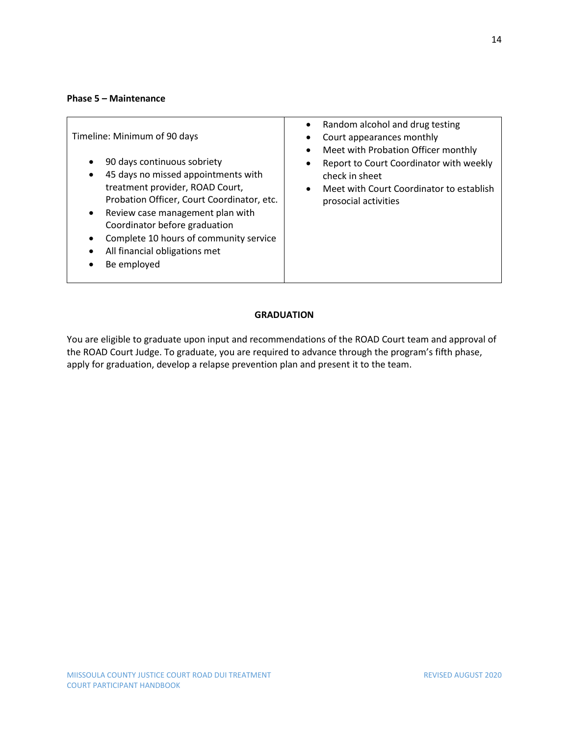**Phase 5 – Maintenance**

| | |
|---|---|
| Timeline: Minimum of 90 days<br><br>• 90 days continuous sobriety<br>• 45 days no missed appointments with treatment provider, ROAD Court, Probation Officer, Court Coordinator, etc.<br>• Review case management plan with Coordinator before graduation<br>• Complete 10 hours of community service<br>• All financial obligations met<br>• Be employed | • Random alcohol and drug testing<br>• Court appearances monthly<br>• Meet with Probation Officer monthly<br>• Report to Court Coordinator with weekly check in sheet<br>• Meet with Court Coordinator to establish prosocial activities |

**GRADUATION**

You are eligible to graduate upon input and recommendations of the ROAD Court team and approval of the ROAD Court Judge. To graduate, you are required to advance through the program's fifth phase, apply for graduation, develop a relapse prevention plan and present it to the team.